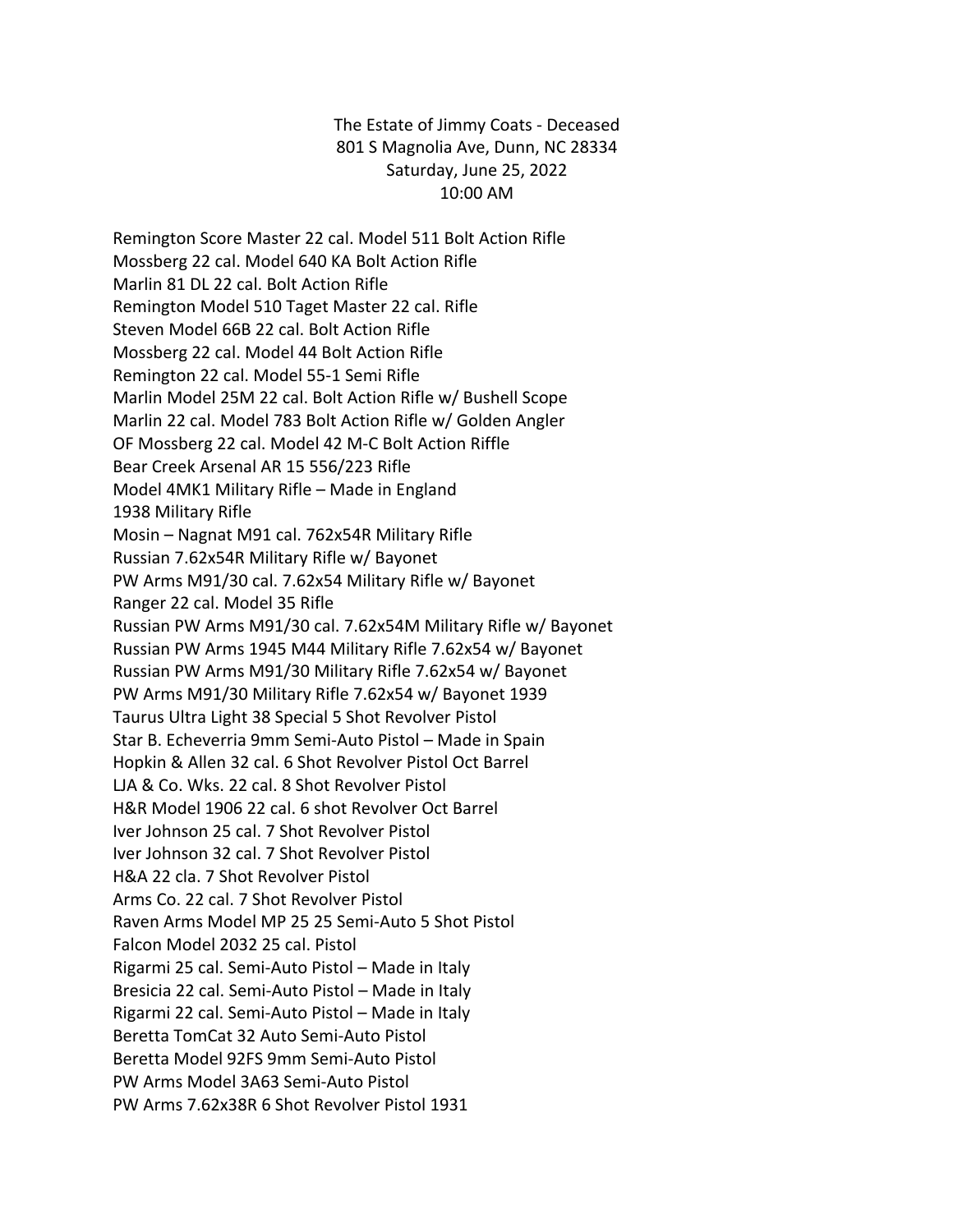The Estate of Jimmy Coats - Deceased
801 S Magnolia Ave, Dunn, NC 28334
Saturday, June 25, 2022
10:00 AM

Remington Score Master 22 cal. Model 511 Bolt Action Rifle
Mossberg 22 cal. Model 640 KA Bolt Action Rifle
Marlin 81 DL 22 cal. Bolt Action Rifle
Remington Model 510 Taget Master 22 cal. Rifle
Steven Model 66B 22 cal. Bolt Action Rifle
Mossberg 22 cal. Model 44 Bolt Action Rifle
Remington 22 cal. Model 55-1 Semi Rifle
Marlin Model 25M 22 cal. Bolt Action Rifle w/ Bushell Scope
Marlin 22 cal. Model 783 Bolt Action Rifle w/ Golden Angler
OF Mossberg 22 cal. Model 42 M-C Bolt Action Riffle
Bear Creek Arsenal AR 15 556/223 Rifle
Model 4MK1 Military Rifle – Made in England
1938 Military Rifle
Mosin – Nagnat M91 cal. 762x54R Military Rifle
Russian 7.62x54R Military Rifle w/ Bayonet
PW Arms M91/30 cal. 7.62x54 Military Rifle w/ Bayonet
Ranger 22 cal. Model 35 Rifle
Russian PW Arms M91/30 cal. 7.62x54M Military Rifle w/ Bayonet
Russian PW Arms 1945 M44 Military Rifle 7.62x54 w/ Bayonet
Russian PW Arms M91/30 Military Rifle 7.62x54 w/ Bayonet
PW Arms M91/30 Military Rifle 7.62x54 w/ Bayonet 1939
Taurus Ultra Light 38 Special 5 Shot Revolver Pistol
Star B. Echeverria 9mm Semi-Auto Pistol – Made in Spain
Hopkin & Allen 32 cal. 6 Shot Revolver Pistol Oct Barrel
LJA & Co. Wks. 22 cal. 8 Shot Revolver Pistol
H&R Model 1906 22 cal. 6 shot Revolver Oct Barrel
Iver Johnson 25 cal. 7 Shot Revolver Pistol
Iver Johnson 32 cal. 7 Shot Revolver Pistol
H&A 22 cla. 7 Shot Revolver Pistol
Arms Co. 22 cal. 7 Shot Revolver Pistol
Raven Arms Model MP 25 25 Semi-Auto 5 Shot Pistol
Falcon Model 2032 25 cal. Pistol
Rigarmi 25 cal. Semi-Auto Pistol – Made in Italy
Bresicia 22 cal. Semi-Auto Pistol – Made in Italy
Rigarmi 22 cal. Semi-Auto Pistol – Made in Italy
Beretta TomCat 32 Auto Semi-Auto Pistol
Beretta Model 92FS 9mm Semi-Auto Pistol
PW Arms Model 3A63 Semi-Auto Pistol
PW Arms 7.62x38R 6 Shot Revolver Pistol 1931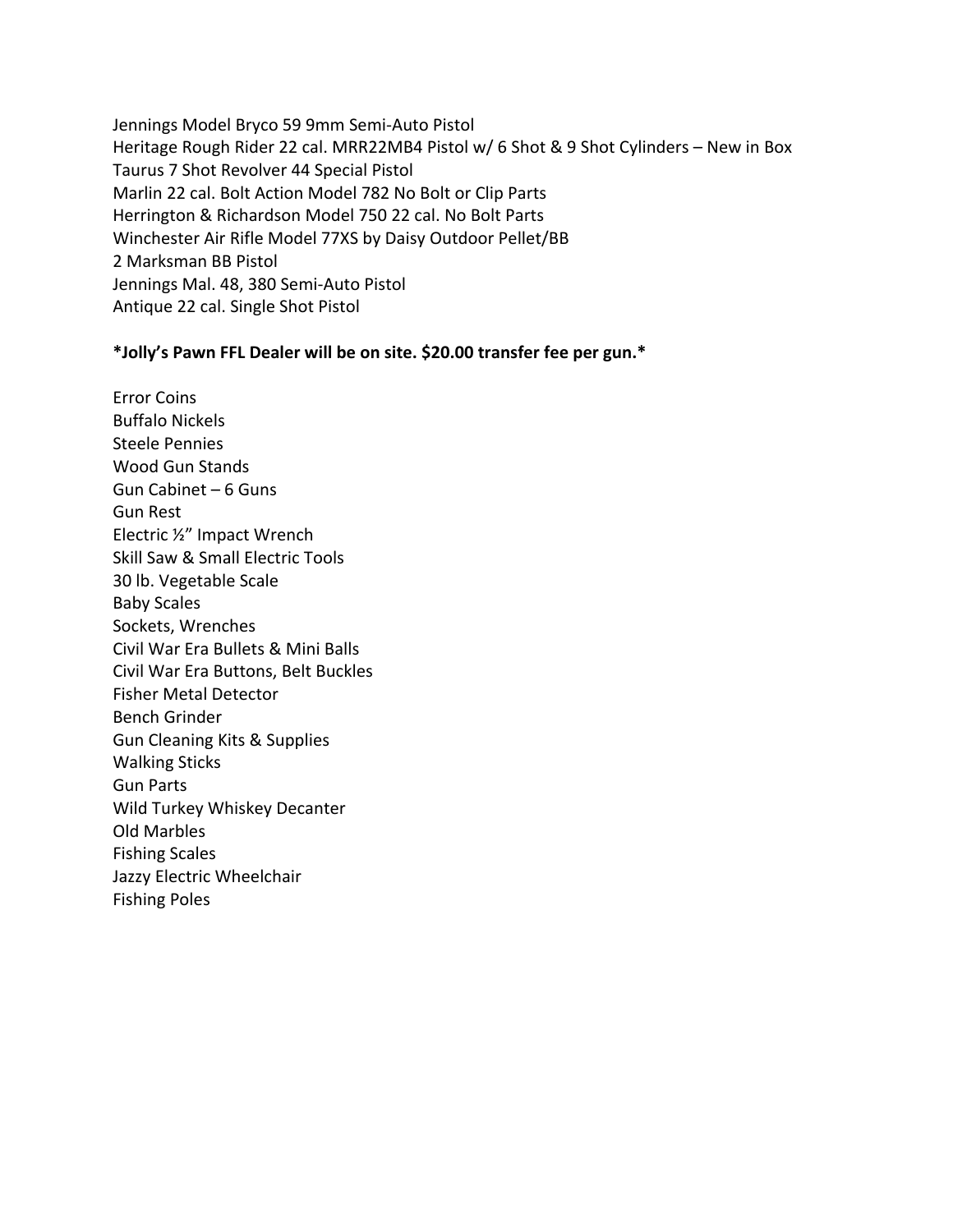Jennings Model Bryco 59 9mm Semi-Auto Pistol
Heritage Rough Rider 22 cal. MRR22MB4 Pistol w/ 6 Shot & 9 Shot Cylinders – New in Box
Taurus 7 Shot Revolver 44 Special Pistol
Marlin 22 cal. Bolt Action Model 782 No Bolt or Clip Parts
Herrington & Richardson Model 750 22 cal. No Bolt Parts
Winchester Air Rifle Model 77XS by Daisy Outdoor Pellet/BB
2 Marksman BB Pistol
Jennings Mal. 48, 380 Semi-Auto Pistol
Antique 22 cal. Single Shot Pistol

**\*Jolly's Pawn FFL Dealer will be on site. $20.00 transfer fee per gun.\***

Error Coins
Buffalo Nickels
Steele Pennies
Wood Gun Stands
Gun Cabinet – 6 Guns
Gun Rest
Electric ½" Impact Wrench
Skill Saw & Small Electric Tools
30 lb. Vegetable Scale
Baby Scales
Sockets, Wrenches
Civil War Era Bullets & Mini Balls
Civil War Era Buttons, Belt Buckles
Fisher Metal Detector
Bench Grinder
Gun Cleaning Kits & Supplies
Walking Sticks
Gun Parts
Wild Turkey Whiskey Decanter
Old Marbles
Fishing Scales
Jazzy Electric Wheelchair
Fishing Poles